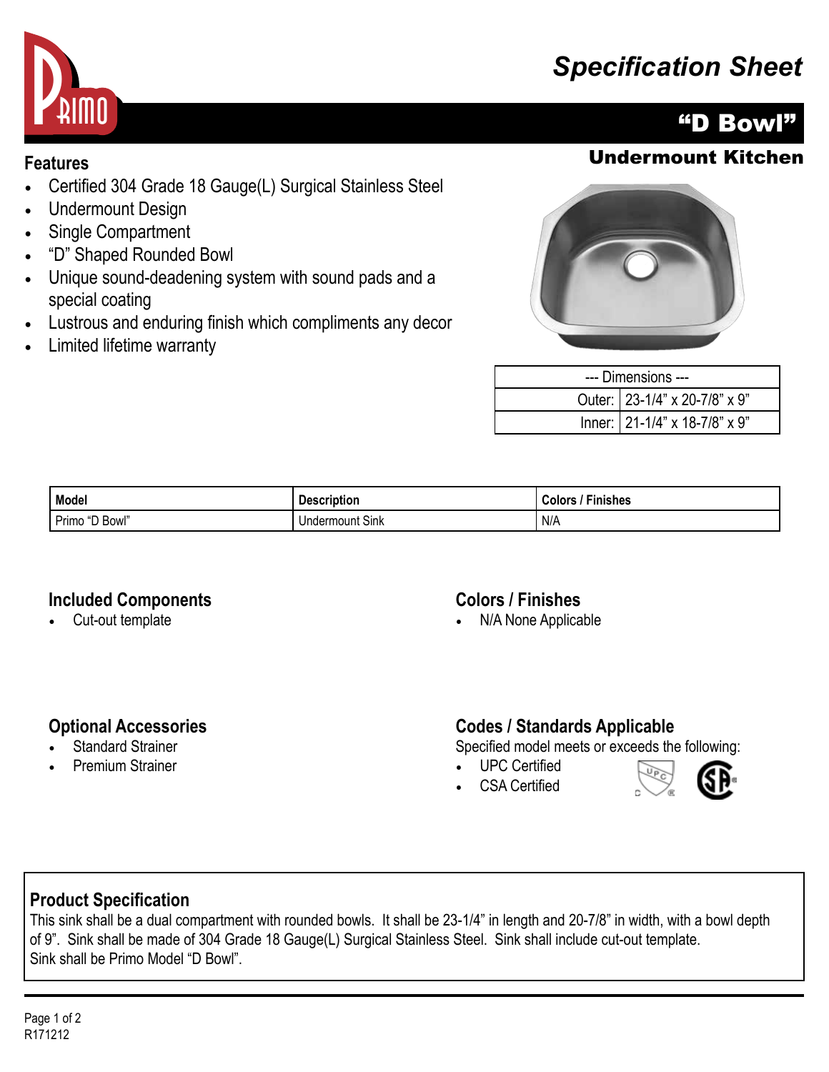# Specification Sheet

## "D Bowl"

### Undermount Kitchen

## Features

- Certified 304 Grade 18 Gauge(L) Surgical Stainless Steel
- Undermount Design
- Single Compartment
- "D" Shaped Rounded Bowl
- Unique sound-deadening system with sound pads and a special coating
- Lustrous and enduring finish which compliments any decor
- Limited lifetime warranty

| --- Dimensions --- | |
|---|---|
| Outer: | 23-1/4" x 20-7/8" x 9" |
| Inner: | 21-1/4" x 18-7/8" x 9" |

| Model | Description | Colors / Finishes |
|---|---|---|
| Primo "D Bowl" | Undermount Sink | N/A |

## Included Components

- Cut-out template

## Colors / Finishes

- N/A None Applicable

## Optional Accessories

- Standard Strainer
- Premium Strainer

## Codes / Standards Applicable

Specified model meets or exceeds the following:

- UPC Certified
- CSA Certified

## Product Specification

This sink shall be a dual compartment with rounded bowls. It shall be 23-1/4" in length and 20-7/8" in width, with a bowl depth of 9". Sink shall be made of 304 Grade 18 Gauge(L) Surgical Stainless Steel. Sink shall include cut-out template.
Sink shall be Primo Model "D Bowl".

R171212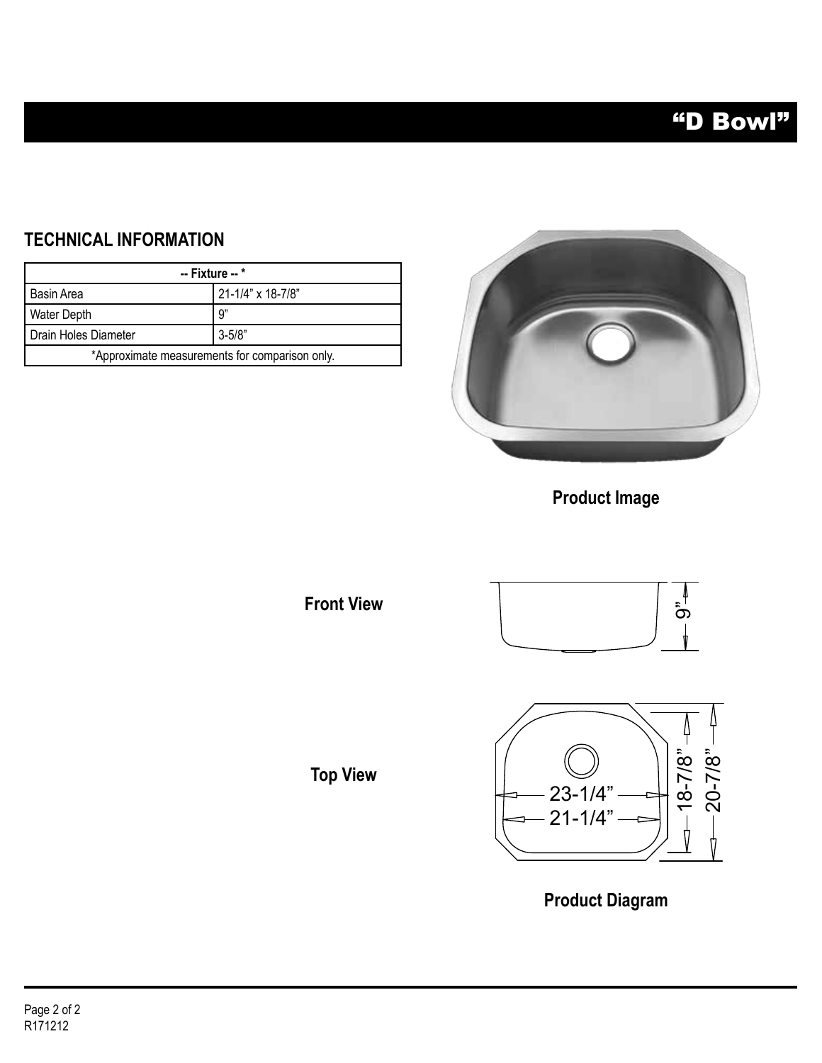# "D Bowl"

## TECHNICAL INFORMATION

| -- Fixture -- * | |
| --- | --- |
| Basin Area | 21-1/4" x 18-7/8" |
| Water Depth | 9" |
| Drain Holes Diameter | 3-5/8" |
| *Approximate measurements for comparison only. | |

**Product Image**

**Front View**

9"

**Top View**

23-1/4"
21-1/4"
18-7/8"
20-7/8"

**Product Diagram**

R171212